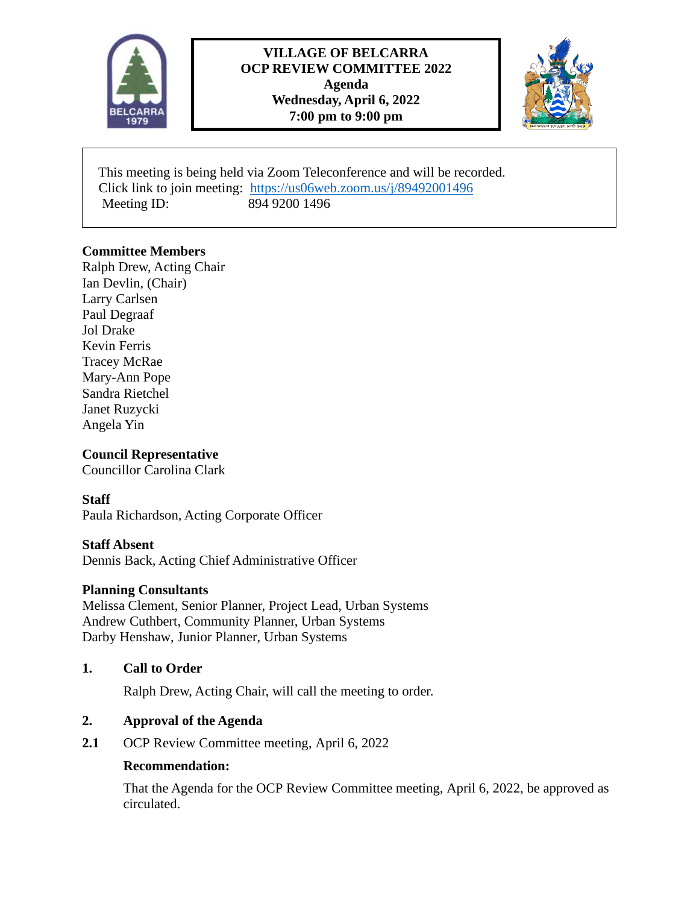# VILLAGE OF BELCARRA
# OCP REVIEW COMMITTEE 2022
# Agenda
# Wednesday, April 6, 2022
# 7:00 pm to 9:00 pm

This meeting is being held via Zoom Teleconference and will be recorded.
Click link to join meeting: https://us06web.zoom.us/j/89492001496
Meeting ID: 894 9200 1496

**Committee Members**
Ralph Drew, Acting Chair
Ian Devlin, (Chair)
Larry Carlsen
Paul Degraaf
Jol Drake
Kevin Ferris
Tracey McRae
Mary-Ann Pope
Sandra Rietchel
Janet Ruzycki
Angela Yin

**Council Representative**
Councillor Carolina Clark

**Staff**
Paula Richardson, Acting Corporate Officer

**Staff Absent**
Dennis Back, Acting Chief Administrative Officer

**Planning Consultants**
Melissa Clement, Senior Planner, Project Lead, Urban Systems
Andrew Cuthbert, Community Planner, Urban Systems
Darby Henshaw, Junior Planner, Urban Systems

## 1. Call to Order

Ralph Drew, Acting Chair, will call the meeting to order.

## 2. Approval of the Agenda

**2.1** OCP Review Committee meeting, April 6, 2022

**Recommendation:**

That the Agenda for the OCP Review Committee meeting, April 6, 2022, be approved as circulated.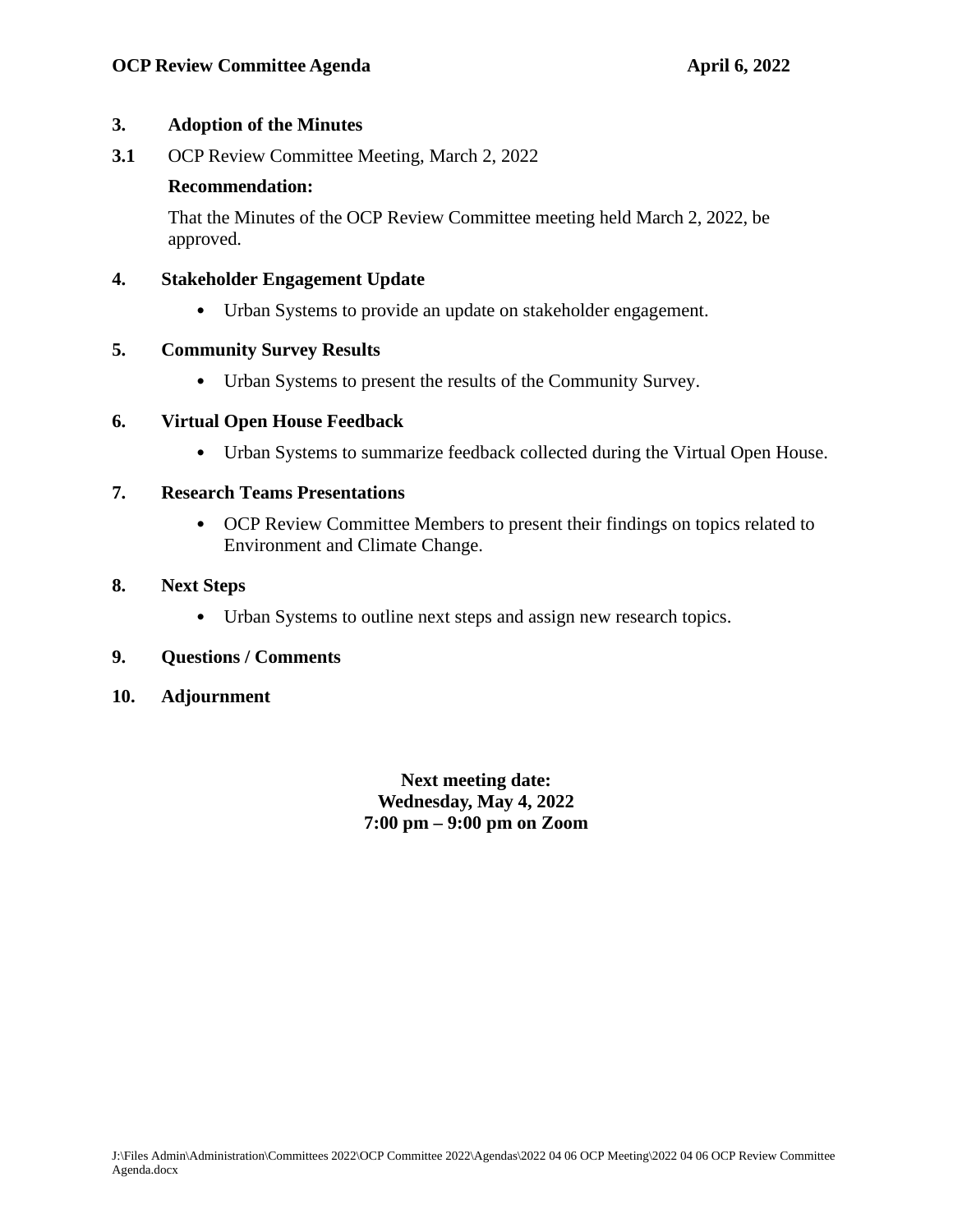**3. Adoption of the Minutes**

**3.1** OCP Review Committee Meeting, March 2, 2022

**Recommendation:**

That the Minutes of the OCP Review Committee meeting held March 2, 2022, be approved.

**4. Stakeholder Engagement Update**

- Urban Systems to provide an update on stakeholder engagement.

**5. Community Survey Results**

- Urban Systems to present the results of the Community Survey.

**6. Virtual Open House Feedback**

- Urban Systems to summarize feedback collected during the Virtual Open House.

**7. Research Teams Presentations**

- OCP Review Committee Members to present their findings on topics related to Environment and Climate Change.

**8. Next Steps**

- Urban Systems to outline next steps and assign new research topics.

**9. Questions / Comments**

**10. Adjournment**

**Next meeting date:**
**Wednesday, May 4, 2022**
**7:00 pm – 9:00 pm on Zoom**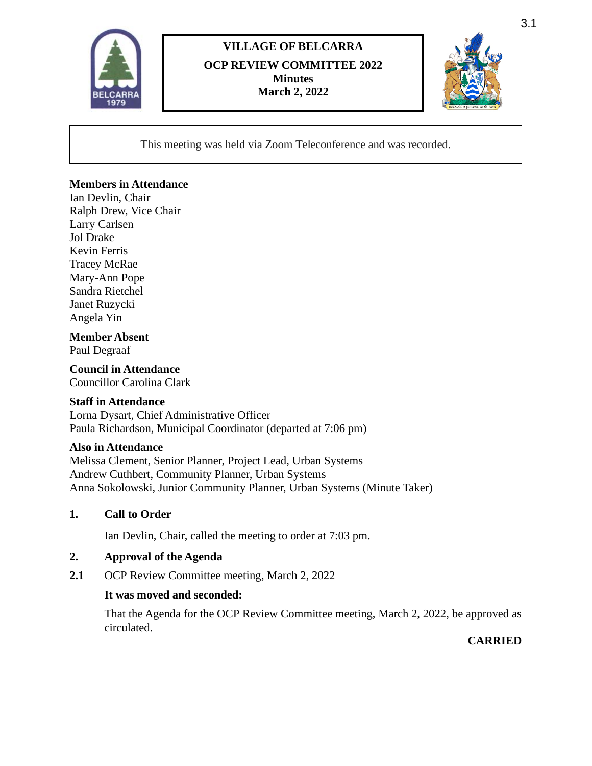**VILLAGE OF BELCARRA**

**OCP REVIEW COMMITTEE 2022**
**Minutes**
**March 2, 2022**

This meeting was held via Zoom Teleconference and was recorded.

**Members in Attendance**
Ian Devlin, Chair
Ralph Drew, Vice Chair
Larry Carlsen
Jol Drake
Kevin Ferris
Tracey McRae
Mary-Ann Pope
Sandra Rietchel
Janet Ruzycki
Angela Yin

**Member Absent**
Paul Degraaf

**Council in Attendance**
Councillor Carolina Clark

**Staff in Attendance**
Lorna Dysart, Chief Administrative Officer
Paula Richardson, Municipal Coordinator (departed at 7:06 pm)

**Also in Attendance**
Melissa Clement, Senior Planner, Project Lead, Urban Systems
Andrew Cuthbert, Community Planner, Urban Systems
Anna Sokolowski, Junior Community Planner, Urban Systems (Minute Taker)

## 1. Call to Order

Ian Devlin, Chair, called the meeting to order at 7:03 pm.

## 2. Approval of the Agenda

**2.1** OCP Review Committee meeting, March 2, 2022

**It was moved and seconded:**

That the Agenda for the OCP Review Committee meeting, March 2, 2022, be approved as circulated.

**CARRIED**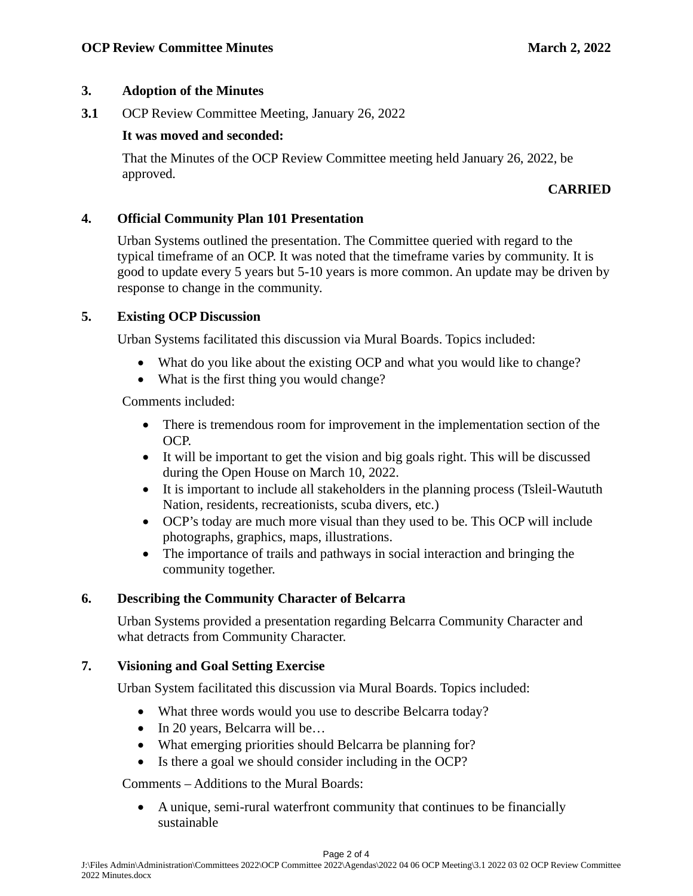## 3. Adoption of the Minutes

**3.1** OCP Review Committee Meeting, January 26, 2022

**It was moved and seconded:**

That the Minutes of the OCP Review Committee meeting held January 26, 2022, be approved.

**CARRIED**

## 4. Official Community Plan 101 Presentation

Urban Systems outlined the presentation. The Committee queried with regard to the typical timeframe of an OCP. It was noted that the timeframe varies by community. It is good to update every 5 years but 5-10 years is more common. An update may be driven by response to change in the community.

## 5. Existing OCP Discussion

Urban Systems facilitated this discussion via Mural Boards. Topics included:

- What do you like about the existing OCP and what you would like to change?
- What is the first thing you would change?

Comments included:

- There is tremendous room for improvement in the implementation section of the OCP.
- It will be important to get the vision and big goals right. This will be discussed during the Open House on March 10, 2022.
- It is important to include all stakeholders in the planning process (Tsleil-Waututh Nation, residents, recreationists, scuba divers, etc.)
- OCP's today are much more visual than they used to be. This OCP will include photographs, graphics, maps, illustrations.
- The importance of trails and pathways in social interaction and bringing the community together.

## 6. Describing the Community Character of Belcarra

Urban Systems provided a presentation regarding Belcarra Community Character and what detracts from Community Character.

## 7. Visioning and Goal Setting Exercise

Urban System facilitated this discussion via Mural Boards. Topics included:

- What three words would you use to describe Belcarra today?
- In 20 years, Belcarra will be…
- What emerging priorities should Belcarra be planning for?
- Is there a goal we should consider including in the OCP?

Comments – Additions to the Mural Boards:

- A unique, semi-rural waterfront community that continues to be financially sustainable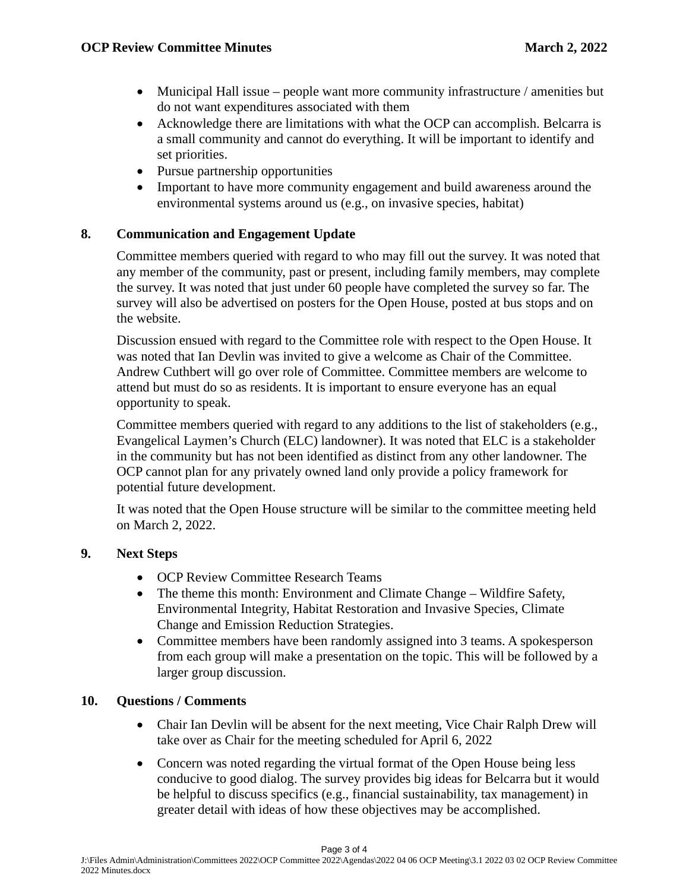- Municipal Hall issue – people want more community infrastructure / amenities but do not want expenditures associated with them
- Acknowledge there are limitations with what the OCP can accomplish. Belcarra is a small community and cannot do everything. It will be important to identify and set priorities.
- Pursue partnership opportunities
- Important to have more community engagement and build awareness around the environmental systems around us (e.g., on invasive species, habitat)

## 8. Communication and Engagement Update

Committee members queried with regard to who may fill out the survey. It was noted that any member of the community, past or present, including family members, may complete the survey. It was noted that just under 60 people have completed the survey so far. The survey will also be advertised on posters for the Open House, posted at bus stops and on the website.

Discussion ensued with regard to the Committee role with respect to the Open House. It was noted that Ian Devlin was invited to give a welcome as Chair of the Committee. Andrew Cuthbert will go over role of Committee. Committee members are welcome to attend but must do so as residents. It is important to ensure everyone has an equal opportunity to speak.

Committee members queried with regard to any additions to the list of stakeholders (e.g., Evangelical Laymen's Church (ELC) landowner). It was noted that ELC is a stakeholder in the community but has not been identified as distinct from any other landowner. The OCP cannot plan for any privately owned land only provide a policy framework for potential future development.

It was noted that the Open House structure will be similar to the committee meeting held on March 2, 2022.

## 9. Next Steps

- OCP Review Committee Research Teams
- The theme this month: Environment and Climate Change – Wildfire Safety, Environmental Integrity, Habitat Restoration and Invasive Species, Climate Change and Emission Reduction Strategies.
- Committee members have been randomly assigned into 3 teams. A spokesperson from each group will make a presentation on the topic. This will be followed by a larger group discussion.

## 10. Questions / Comments

- Chair Ian Devlin will be absent for the next meeting, Vice Chair Ralph Drew will take over as Chair for the meeting scheduled for April 6, 2022
- Concern was noted regarding the virtual format of the Open House being less conducive to good dialog. The survey provides big ideas for Belcarra but it would be helpful to discuss specifics (e.g., financial sustainability, tax management) in greater detail with ideas of how these objectives may be accomplished.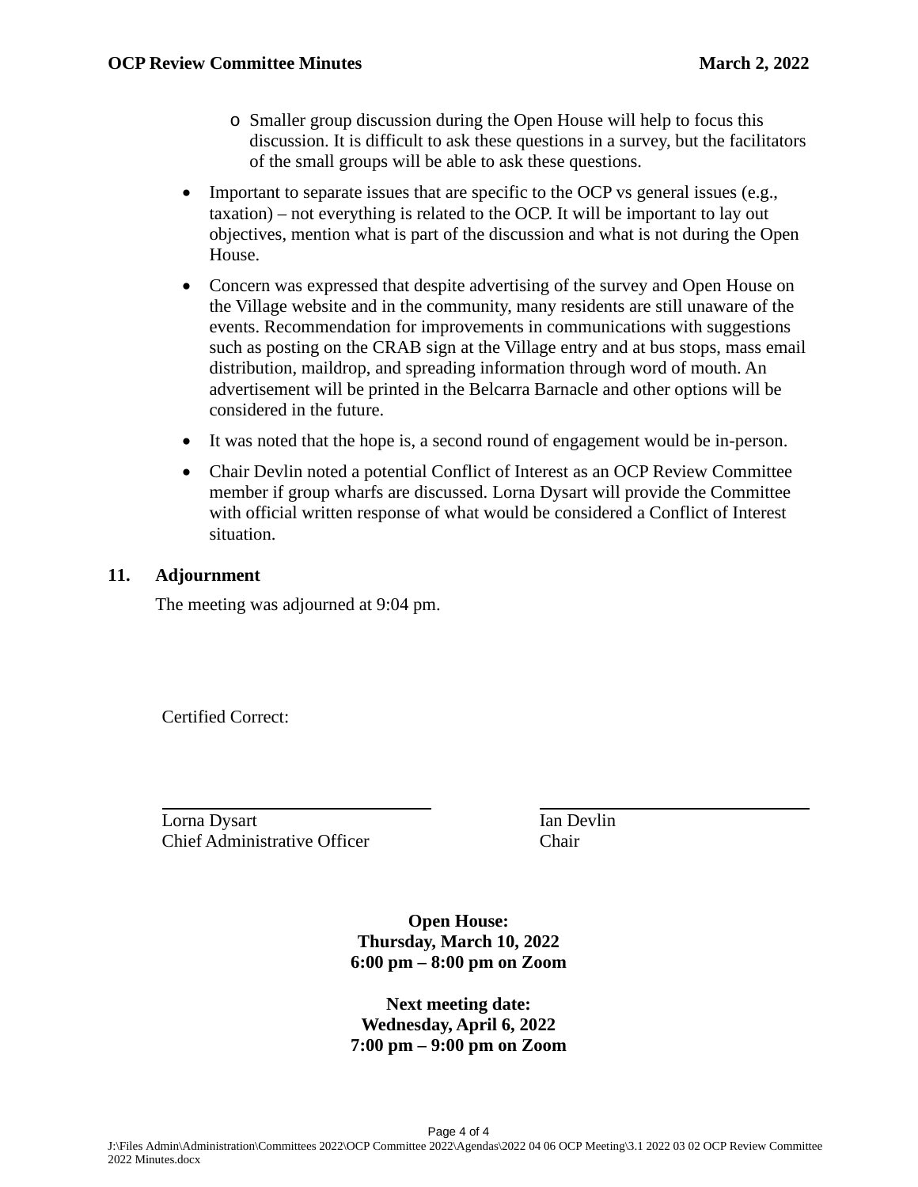- Smaller group discussion during the Open House will help to focus this discussion. It is difficult to ask these questions in a survey, but the facilitators of the small groups will be able to ask these questions.
- Important to separate issues that are specific to the OCP vs general issues (e.g., taxation) – not everything is related to the OCP. It will be important to lay out objectives, mention what is part of the discussion and what is not during the Open House.
- Concern was expressed that despite advertising of the survey and Open House on the Village website and in the community, many residents are still unaware of the events. Recommendation for improvements in communications with suggestions such as posting on the CRAB sign at the Village entry and at bus stops, mass email distribution, maildrop, and spreading information through word of mouth. An advertisement will be printed in the Belcarra Barnacle and other options will be considered in the future.
- It was noted that the hope is, a second round of engagement would be in-person.
- Chair Devlin noted a potential Conflict of Interest as an OCP Review Committee member if group wharfs are discussed. Lorna Dysart will provide the Committee with official written response of what would be considered a Conflict of Interest situation.

## 11. Adjournment

The meeting was adjourned at 9:04 pm.

Certified Correct:

| | |
|---|---|
| Lorna Dysart<br>Chief Administrative Officer | Ian Devlin<br>Chair |

**Open House:**
**Thursday, March 10, 2022**
**6:00 pm – 8:00 pm on Zoom**

**Next meeting date:**
**Wednesday, April 6, 2022**
**7:00 pm – 9:00 pm on Zoom**

J:\Files Admin\Administration\Committees 2022\OCP Committee 2022\Agendas\2022 04 06 OCP Meeting\3.1 2022 03 02 OCP Review Committee 2022 Minutes.docx